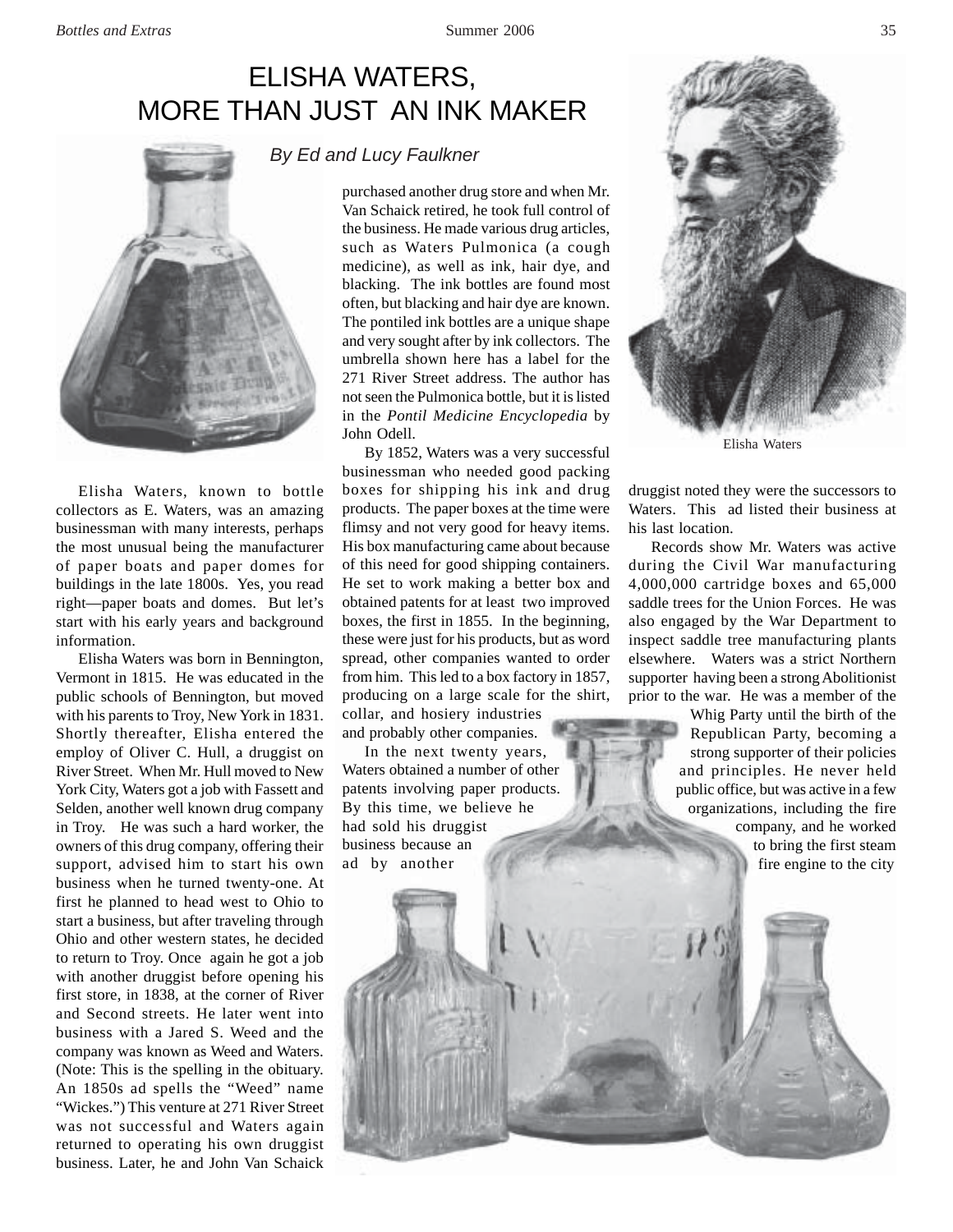# ELISHA WATERS, MORE THAN JUST AN INK MAKER

*By Ed and Lucy Faulkner*

Elisha Waters, known to bottle collectors as E. Waters, was an amazing businessman with many interests, perhaps the most unusual being the manufacturer of paper boats and paper domes for buildings in the late 1800s. Yes, you read right—paper boats and domes. But let's start with his early years and background information.

Elisha Waters was born in Bennington, Vermont in 1815. He was educated in the public schools of Bennington, but moved with his parents to Troy, New York in 1831. Shortly thereafter, Elisha entered the employ of Oliver C. Hull, a druggist on River Street. When Mr. Hull moved to New York City, Waters got a job with Fassett and Selden, another well known drug company in Troy. He was such a hard worker, the owners of this drug company, offering their support, advised him to start his own business when he turned twenty-one. At first he planned to head west to Ohio to start a business, but after traveling through Ohio and other western states, he decided to return to Troy. Once again he got a job with another druggist before opening his first store, in 1838, at the corner of River and Second streets. He later went into business with a Jared S. Weed and the company was known as Weed and Waters. (Note: This is the spelling in the obituary. An 1850s ad spells the "Weed" name "Wickes.") This venture at 271 River Street was not successful and Waters again returned to operating his own druggist business. Later, he and John Van Schaick purchased another drug store and when Mr. Van Schaick retired, he took full control of the business. He made various drug articles, such as Waters Pulmonica (a cough medicine), as well as ink, hair dye, and blacking. The ink bottles are found most often, but blacking and hair dye are known. The pontiled ink bottles are a unique shape and very sought after by ink collectors. The umbrella shown here has a label for the 271 River Street address. The author has not seen the Pulmonica bottle, but it is listed in the *Pontil Medicine Encyclopedia* by John Odell.

By 1852, Waters was a very successful businessman who needed good packing boxes for shipping his ink and drug products. The paper boxes at the time were flimsy and not very good for heavy items. His box manufacturing came about because of this need for good shipping containers. He set to work making a better box and obtained patents for at least two improved boxes, the first in 1855. In the beginning, these were just for his products, but as word spread, other companies wanted to order from him. This led to a box factory in 1857, producing on a large scale for the shirt, collar, and hosiery industries and probably other companies.

In the next twenty years, Waters obtained a number of other patents involving paper products. By this time, we believe he had sold his druggist business because an ad by another druggist noted they were the successors to Waters. This ad listed their business at his last location.

Elisha Waters

Records show Mr. Waters was active during the Civil War manufacturing 4,000,000 cartridge boxes and 65,000 saddle trees for the Union Forces. He was also engaged by the War Department to inspect saddle tree manufacturing plants elsewhere. Waters was a strict Northern supporter having been a strong Abolitionist prior to the war. He was a member of the Whig Party until the birth of the Republican Party, becoming a strong supporter of their policies and principles. He never held public office, but was active in a few organizations, including the fire company, and he worked to bring the first steam fire engine to the city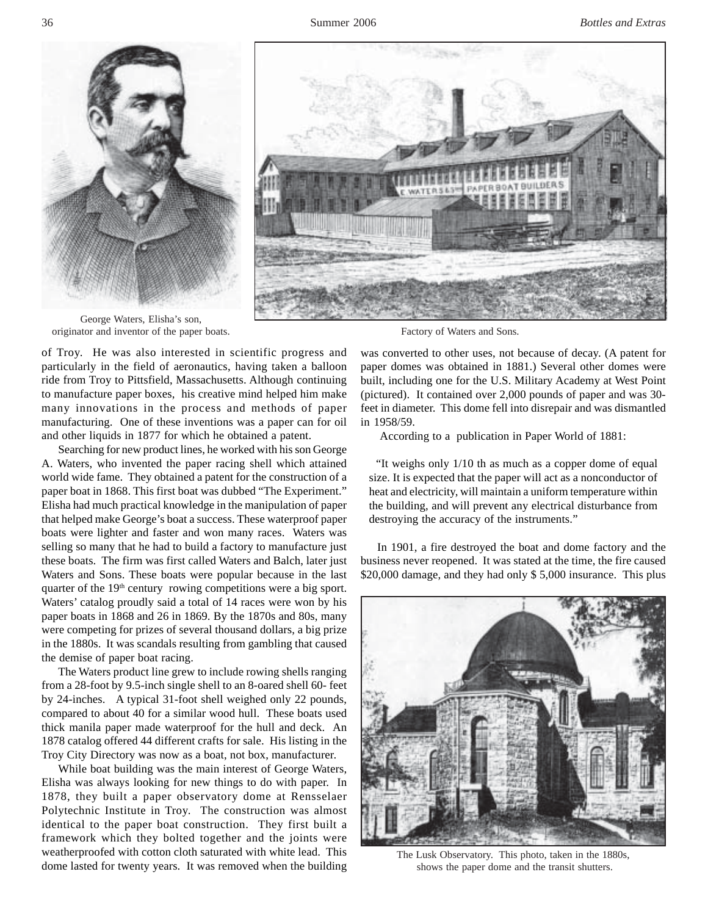George Waters, Elisha's son, originator and inventor of the paper boats.

Factory of Waters and Sons.

of Troy. He was also interested in scientific progress and particularly in the field of aeronautics, having taken a balloon ride from Troy to Pittsfield, Massachusetts. Although continuing to manufacture paper boxes, his creative mind helped him make many innovations in the process and methods of paper manufacturing. One of these inventions was a paper can for oil and other liquids in 1877 for which he obtained a patent.

Searching for new product lines, he worked with his son George A. Waters, who invented the paper racing shell which attained world wide fame. They obtained a patent for the construction of a paper boat in 1868. This first boat was dubbed "The Experiment." Elisha had much practical knowledge in the manipulation of paper that helped make George's boat a success. These waterproof paper boats were lighter and faster and won many races. Waters was selling so many that he had to build a factory to manufacture just these boats. The firm was first called Waters and Balch, later just Waters and Sons. These boats were popular because in the last quarter of the 19th century rowing competitions were a big sport. Waters' catalog proudly said a total of 14 races were won by his paper boats in 1868 and 26 in 1869. By the 1870s and 80s, many were competing for prizes of several thousand dollars, a big prize in the 1880s. It was scandals resulting from gambling that caused the demise of paper boat racing.

The Waters product line grew to include rowing shells ranging from a 28-foot by 9.5-inch single shell to an 8-oared shell 60- feet by 24-inches. A typical 31-foot shell weighed only 22 pounds, compared to about 40 for a similar wood hull. These boats used thick manila paper made waterproof for the hull and deck. An 1878 catalog offered 44 different crafts for sale. His listing in the Troy City Directory was now as a boat, not box, manufacturer.

While boat building was the main interest of George Waters, Elisha was always looking for new things to do with paper. In 1878, they built a paper observatory dome at Rensselaer Polytechnic Institute in Troy. The construction was almost identical to the paper boat construction. They first built a framework which they bolted together and the joints were weatherproofed with cotton cloth saturated with white lead. This dome lasted for twenty years. It was removed when the building was converted to other uses, not because of decay. (A patent for paper domes was obtained in 1881.) Several other domes were built, including one for the U.S. Military Academy at West Point (pictured). It contained over 2,000 pounds of paper and was 30-feet in diameter. This dome fell into disrepair and was dismantled in 1958/59.

According to a publication in Paper World of 1881:

> "It weighs only 1/10 th as much as a copper dome of equal size. It is expected that the paper will act as a nonconductor of heat and electricity, will maintain a uniform temperature within the building, and will prevent any electrical disturbance from destroying the accuracy of the instruments."

In 1901, a fire destroyed the boat and dome factory and the business never reopened. It was stated at the time, the fire caused $20,000 damage, and they had only $ 5,000 insurance. This plus

The Lusk Observatory. This photo, taken in the 1880s, shows the paper dome and the transit shutters.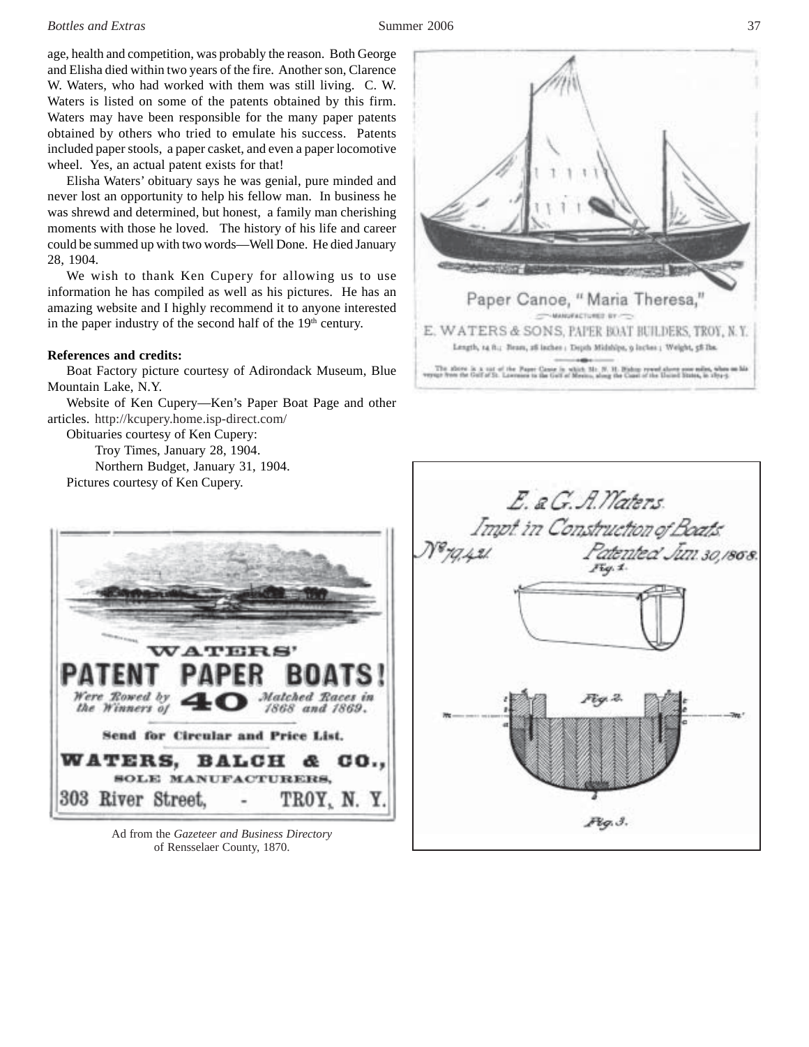age, health and competition, was probably the reason. Both George and Elisha died within two years of the fire. Another son, Clarence W. Waters, who had worked with them was still living. C. W. Waters is listed on some of the patents obtained by this firm. Waters may have been responsible for the many paper patents obtained by others who tried to emulate his success. Patents included paper stools, a paper casket, and even a paper locomotive wheel. Yes, an actual patent exists for that!

Elisha Waters' obituary says he was genial, pure minded and never lost an opportunity to help his fellow man. In business he was shrewd and determined, but honest, a family man cherishing moments with those he loved. The history of his life and career could be summed up with two words—Well Done. He died January 28, 1904.

We wish to thank Ken Cupery for allowing us to use information he has compiled as well as his pictures. He has an amazing website and I highly recommend it to anyone interested in the paper industry of the second half of the 19th century.

**References and credits:**

Boat Factory picture courtesy of Adirondack Museum, Blue Mountain Lake, N.Y.

Website of Ken Cupery—Ken's Paper Boat Page and other articles. http://kcupery.home.isp-direct.com/

Obituaries courtesy of Ken Cupery:

Troy Times, January 28, 1904.

Northern Budget, January 31, 1904.

Pictures courtesy of Ken Cupery.

Paper Canoe, "Maria Theresa,"

MANUFACTURED BY

E. WATERS & SONS, PAPER BOAT BUILDERS, TROY, N. Y.

Length, 14 ft.; Beam, 28 inches; Depth Midships, 9 inches; Weight, 58 lbs.

The above is a cut of the Paper Canoe in which Mr. N. H. Bishop rowed above 2500 miles, when on his voyage from the Gulf of St. Lawrence to the Gulf of Mexico, along the Coast of the United States, in 1874-5.

WATERS'

PATENT PAPER BOATS!

Were Rowed by the Winners of 40 Matched Races in 1868 and 1869.

Send for Circular and Price List.

WATERS, BALCH & CO.,

SOLE MANUFACTURERS,

303 River Street, - TROY, N. Y.

Ad from the *Gazeteer and Business Directory* of Rensselaer County, 1870.

E. & G. A. Waters.

Impt. in Construction of Boats.

No 79,421. Patented Jun. 30, 1868.

Fig. 1.

Fig. 2.

Fig. 3.